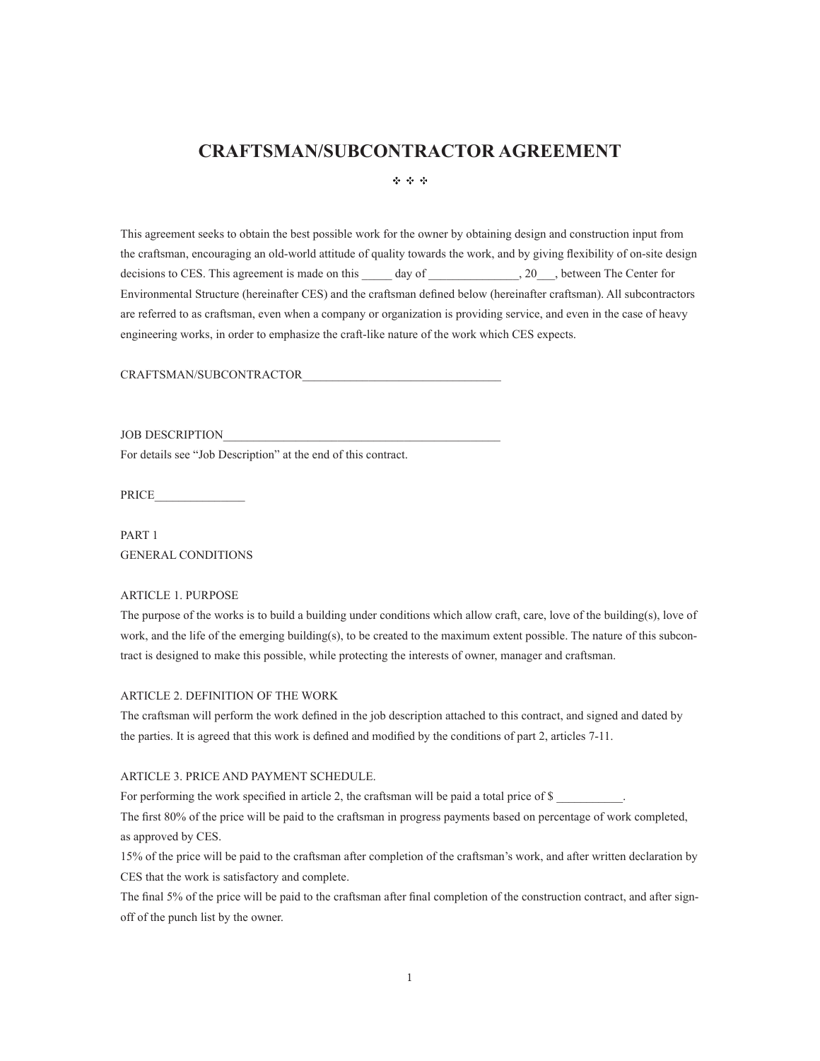# CRAFTSMAN/SUBCONTRACTOR AGREEMENT

✣ ✣ ✣

This agreement seeks to obtain the best possible work for the owner by obtaining design and construction input from the craftsman, encouraging an old-world attitude of quality towards the work, and by giving flexibility of on-site design decisions to CES. This agreement is made on this _____ day of _______________, 20___, between The Center for Environmental Structure (hereinafter CES) and the craftsman defined below (hereinafter craftsman). All subcontractors are referred to as craftsman, even when a company or organization is providing service, and even in the case of heavy engineering works, in order to emphasize the craft-like nature of the work which CES expects.

CRAFTSMAN/SUBCONTRACTOR________________________________

JOB DESCRIPTION______________________________________________

For details see "Job Description" at the end of this contract.

PRICE_______________

PART 1

GENERAL CONDITIONS

ARTICLE 1. PURPOSE

The purpose of the works is to build a building under conditions which allow craft, care, love of the building(s), love of work, and the life of the emerging building(s), to be created to the maximum extent possible. The nature of this subcontract is designed to make this possible, while protecting the interests of owner, manager and craftsman.

ARTICLE 2. DEFINITION OF THE WORK

The craftsman will perform the work defined in the job description attached to this contract, and signed and dated by the parties. It is agreed that this work is defined and modified by the conditions of part 2, articles 7-11.

ARTICLE 3. PRICE AND PAYMENT SCHEDULE.

For performing the work specified in article 2, the craftsman will be paid a total price of $ ___________.

The first 80% of the price will be paid to the craftsman in progress payments based on percentage of work completed, as approved by CES.

15% of the price will be paid to the craftsman after completion of the craftsman's work, and after written declaration by CES that the work is satisfactory and complete.

The final 5% of the price will be paid to the craftsman after final completion of the construction contract, and after sign-off of the punch list by the owner.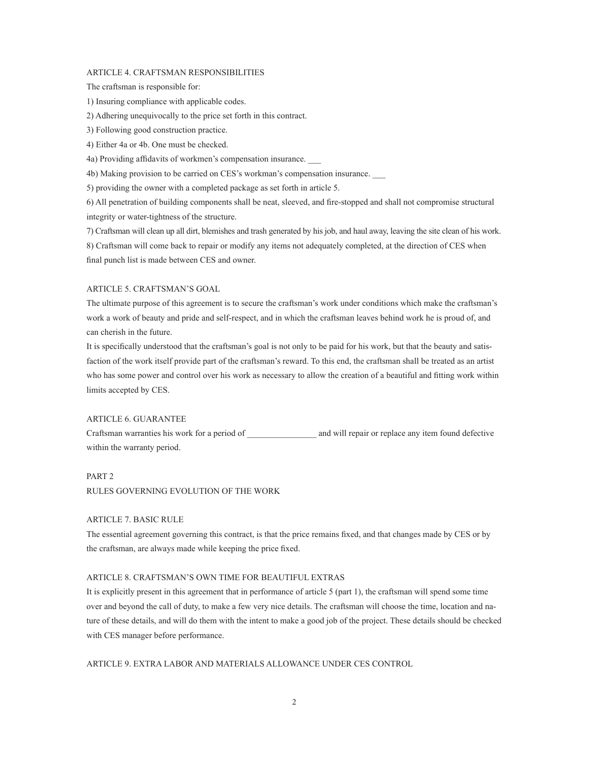### ARTICLE 4. CRAFTSMAN RESPONSIBILITIES

The craftsman is responsible for:

1) Insuring compliance with applicable codes.

2) Adhering unequivocally to the price set forth in this contract.

3) Following good construction practice.

4) Either 4a or 4b. One must be checked.

4a) Providing affidavits of workmen's compensation insurance. ___

4b) Making provision to be carried on CES's workman's compensation insurance. ___

5) providing the owner with a completed package as set forth in article 5.

6) All penetration of building components shall be neat, sleeved, and fire-stopped and shall not compromise structural integrity or water-tightness of the structure.

7) Craftsman will clean up all dirt, blemishes and trash generated by his job, and haul away, leaving the site clean of his work.

8) Craftsman will come back to repair or modify any items not adequately completed, at the direction of CES when final punch list is made between CES and owner.

### ARTICLE 5. CRAFTSMAN'S GOAL

The ultimate purpose of this agreement is to secure the craftsman's work under conditions which make the craftsman's work a work of beauty and pride and self-respect, and in which the craftsman leaves behind work he is proud of, and can cherish in the future.

It is specifically understood that the craftsman's goal is not only to be paid for his work, but that the beauty and satisfaction of the work itself provide part of the craftsman's reward. To this end, the craftsman shall be treated as an artist who has some power and control over his work as necessary to allow the creation of a beautiful and fitting work within limits accepted by CES.

### ARTICLE 6. GUARANTEE

Craftsman warranties his work for a period of ________________ and will repair or replace any item found defective within the warranty period.

## PART 2

## RULES GOVERNING EVOLUTION OF THE WORK

### ARTICLE 7. BASIC RULE

The essential agreement governing this contract, is that the price remains fixed, and that changes made by CES or by the craftsman, are always made while keeping the price fixed.

### ARTICLE 8. CRAFTSMAN'S OWN TIME FOR BEAUTIFUL EXTRAS

It is explicitly present in this agreement that in performance of article 5 (part 1), the craftsman will spend some time over and beyond the call of duty, to make a few very nice details. The craftsman will choose the time, location and nature of these details, and will do them with the intent to make a good job of the project. These details should be checked with CES manager before performance.

### ARTICLE 9. EXTRA LABOR AND MATERIALS ALLOWANCE UNDER CES CONTROL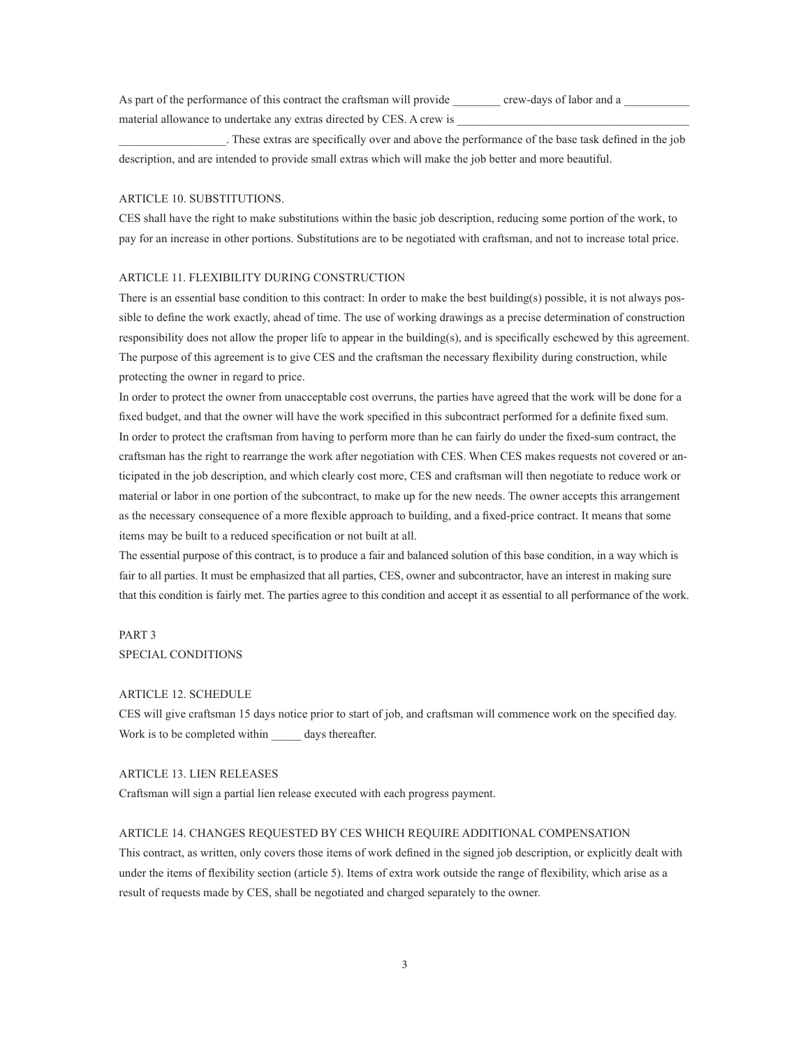As part of the performance of this contract the craftsman will provide ________ crew-days of labor and a ___________ material allowance to undertake any extras directed by CES. A crew is ________________________________________ __________________. These extras are specifically over and above the performance of the base task defined in the job description, and are intended to provide small extras which will make the job better and more beautiful.

ARTICLE 10. SUBSTITUTIONS.

CES shall have the right to make substitutions within the basic job description, reducing some portion of the work, to pay for an increase in other portions. Substitutions are to be negotiated with craftsman, and not to increase total price.

ARTICLE 11. FLEXIBILITY DURING CONSTRUCTION

There is an essential base condition to this contract: In order to make the best building(s) possible, it is not always possible to define the work exactly, ahead of time. The use of working drawings as a precise determination of construction responsibility does not allow the proper life to appear in the building(s), and is specifically eschewed by this agreement. The purpose of this agreement is to give CES and the craftsman the necessary flexibility during construction, while protecting the owner in regard to price.

In order to protect the owner from unacceptable cost overruns, the parties have agreed that the work will be done for a fixed budget, and that the owner will have the work specified in this subcontract performed for a definite fixed sum.

In order to protect the craftsman from having to perform more than he can fairly do under the fixed-sum contract, the craftsman has the right to rearrange the work after negotiation with CES. When CES makes requests not covered or anticipated in the job description, and which clearly cost more, CES and craftsman will then negotiate to reduce work or material or labor in one portion of the subcontract, to make up for the new needs. The owner accepts this arrangement as the necessary consequence of a more flexible approach to building, and a fixed-price contract. It means that some items may be built to a reduced specification or not built at all.

The essential purpose of this contract, is to produce a fair and balanced solution of this base condition, in a way which is fair to all parties. It must be emphasized that all parties, CES, owner and subcontractor, have an interest in making sure that this condition is fairly met. The parties agree to this condition and accept it as essential to all performance of the work.

PART 3

SPECIAL CONDITIONS

ARTICLE 12. SCHEDULE

CES will give craftsman 15 days notice prior to start of job, and craftsman will commence work on the specified day. Work is to be completed within _____ days thereafter.

ARTICLE 13. LIEN RELEASES

Craftsman will sign a partial lien release executed with each progress payment.

ARTICLE 14. CHANGES REQUESTED BY CES WHICH REQUIRE ADDITIONAL COMPENSATION

This contract, as written, only covers those items of work defined in the signed job description, or explicitly dealt with under the items of flexibility section (article 5). Items of extra work outside the range of flexibility, which arise as a result of requests made by CES, shall be negotiated and charged separately to the owner.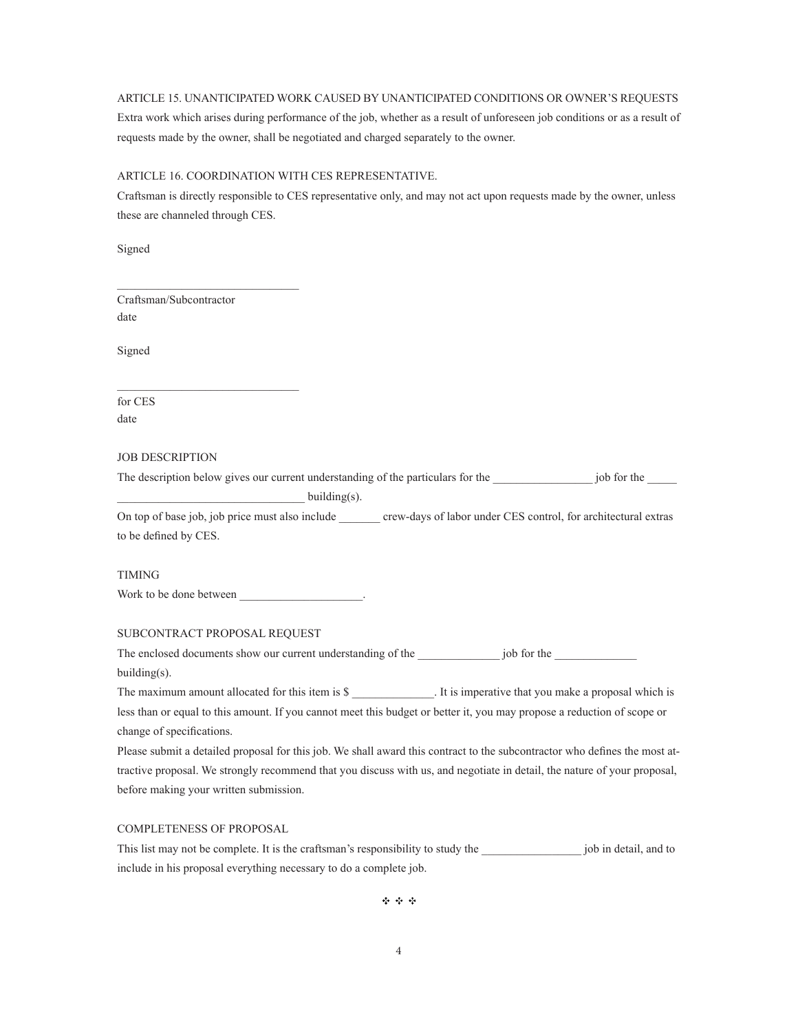ARTICLE 15. UNANTICIPATED WORK CAUSED BY UNANTICIPATED CONDITIONS OR OWNER'S REQUESTS

Extra work which arises during performance of the job, whether as a result of unforeseen job conditions or as a result of requests made by the owner, shall be negotiated and charged separately to the owner.

ARTICLE 16. COORDINATION WITH CES REPRESENTATIVE.

Craftsman is directly responsible to CES representative only, and may not act upon requests made by the owner, unless these are channeled through CES.

Signed

\_\_\_\_\_\_\_\_\_\_\_\_\_\_\_\_\_\_\_\_\_\_\_\_\_\_\_\_\_\_

Craftsman/Subcontractor

date

Signed

\_\_\_\_\_\_\_\_\_\_\_\_\_\_\_\_\_\_\_\_\_\_\_\_\_\_\_\_\_\_

for CES

date

JOB DESCRIPTION

The description below gives our current understanding of the particulars for the \_\_\_\_\_\_\_\_\_\_\_\_\_\_\_\_\_ job for the \_\_\_\_\_ \_\_\_\_\_\_\_\_\_\_\_\_\_\_\_\_\_\_\_\_\_\_\_\_\_\_\_\_\_\_\_ building(s).

On top of base job, job price must also include \_\_\_\_\_\_\_ crew-days of labor under CES control, for architectural extras to be defined by CES.

TIMING

Work to be done between \_\_\_\_\_\_\_\_\_\_\_\_\_\_\_\_\_\_\_\_.

SUBCONTRACT PROPOSAL REQUEST

The enclosed documents show our current understanding of the \_\_\_\_\_\_\_\_\_\_\_\_\_\_ job for the \_\_\_\_\_\_\_\_\_\_\_\_\_\_ building(s).

The maximum amount allocated for this item is $ \_\_\_\_\_\_\_\_\_\_\_\_\_\_. It is imperative that you make a proposal which is less than or equal to this amount. If you cannot meet this budget or better it, you may propose a reduction of scope or change of specifications.

Please submit a detailed proposal for this job. We shall award this contract to the subcontractor who defines the most attractive proposal. We strongly recommend that you discuss with us, and negotiate in detail, the nature of your proposal, before making your written submission.

COMPLETENESS OF PROPOSAL

This list may not be complete. It is the craftsman's responsibility to study the \_\_\_\_\_\_\_\_\_\_\_\_\_\_\_\_\_ job in detail, and to include in his proposal everything necessary to do a complete job.

✣ ✣ ✣